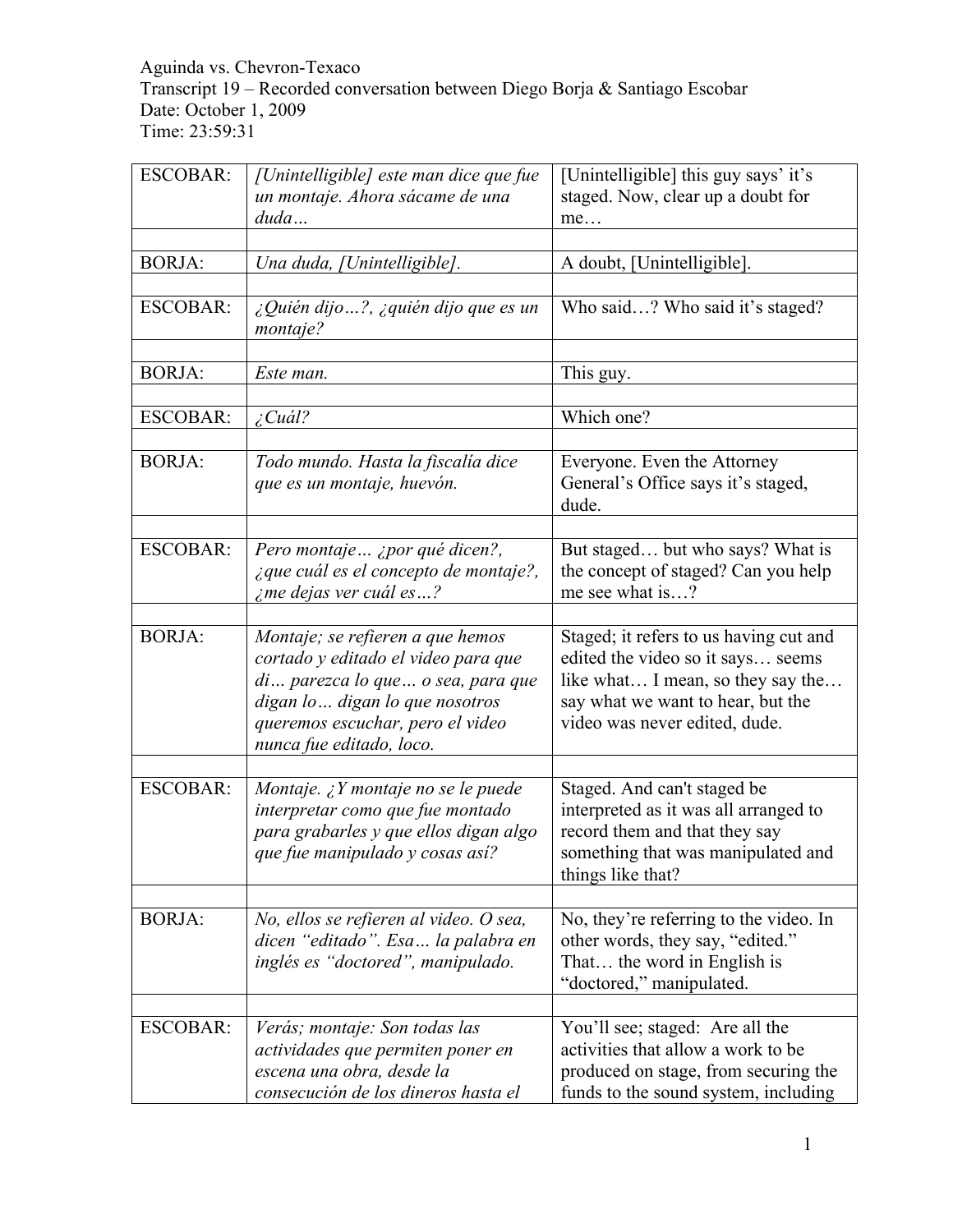Aguinda vs. Chevron-Texaco
Transcript 19 – Recorded conversation between Diego Borja & Santiago Escobar
Date: October 1, 2009
Time: 23:59:31

| | | |
|---|---|---|
| ESCOBAR: | *[Unintelligible] este man dice que fue un montaje. Ahora sácame de una duda…* | [Unintelligible] this guy says' it's staged. Now, clear up a doubt for me… |
| | | |
| BORJA: | *Una duda, [Unintelligible].* | A doubt, [Unintelligible]. |
| | | |
| ESCOBAR: | *¿Quién dijo…?, ¿quién dijo que es un montaje?* | Who said…? Who said it's staged? |
| | | |
| BORJA: | *Este man.* | This guy. |
| | | |
| ESCOBAR: | *¿Cuál?* | Which one? |
| | | |
| BORJA: | *Todo mundo. Hasta la fiscalía dice que es un montaje, huevón.* | Everyone. Even the Attorney General's Office says it's staged, dude. |
| | | |
| ESCOBAR: | *Pero montaje… ¿por qué dicen?, ¿que cuál es el concepto de montaje?, ¿me dejas ver cuál es…?* | But staged… but who says? What is the concept of staged? Can you help me see what is…? |
| | | |
| BORJA: | *Montaje; se refieren a que hemos cortado y editado el video para que di… parezca lo que… o sea, para que digan lo… digan lo que nosotros queremos escuchar, pero el video nunca fue editado, loco.* | Staged; it refers to us having cut and edited the video so it says… seems like what… I mean, so they say the… say what we want to hear, but the video was never edited, dude. |
| | | |
| ESCOBAR: | *Montaje. ¿Y montaje no se le puede interpretar como que fue montado para grabarles y que ellos digan algo que fue manipulado y cosas así?* | Staged. And can't staged be interpreted as it was all arranged to record them and that they say something that was manipulated and things like that? |
| | | |
| BORJA: | *No, ellos se refieren al video. O sea, dicen "editado". Esa… la palabra en inglés es "doctored", manipulado.* | No, they're referring to the video. In other words, they say, "edited." That… the word in English is "doctored," manipulated. |
| | | |
| ESCOBAR: | *Verás; montaje: Son todas las actividades que permiten poner en escena una obra, desde la consecución de los dineros hasta el* | You'll see; staged: Are all the activities that allow a work to be produced on stage, from securing the funds to the sound system, including |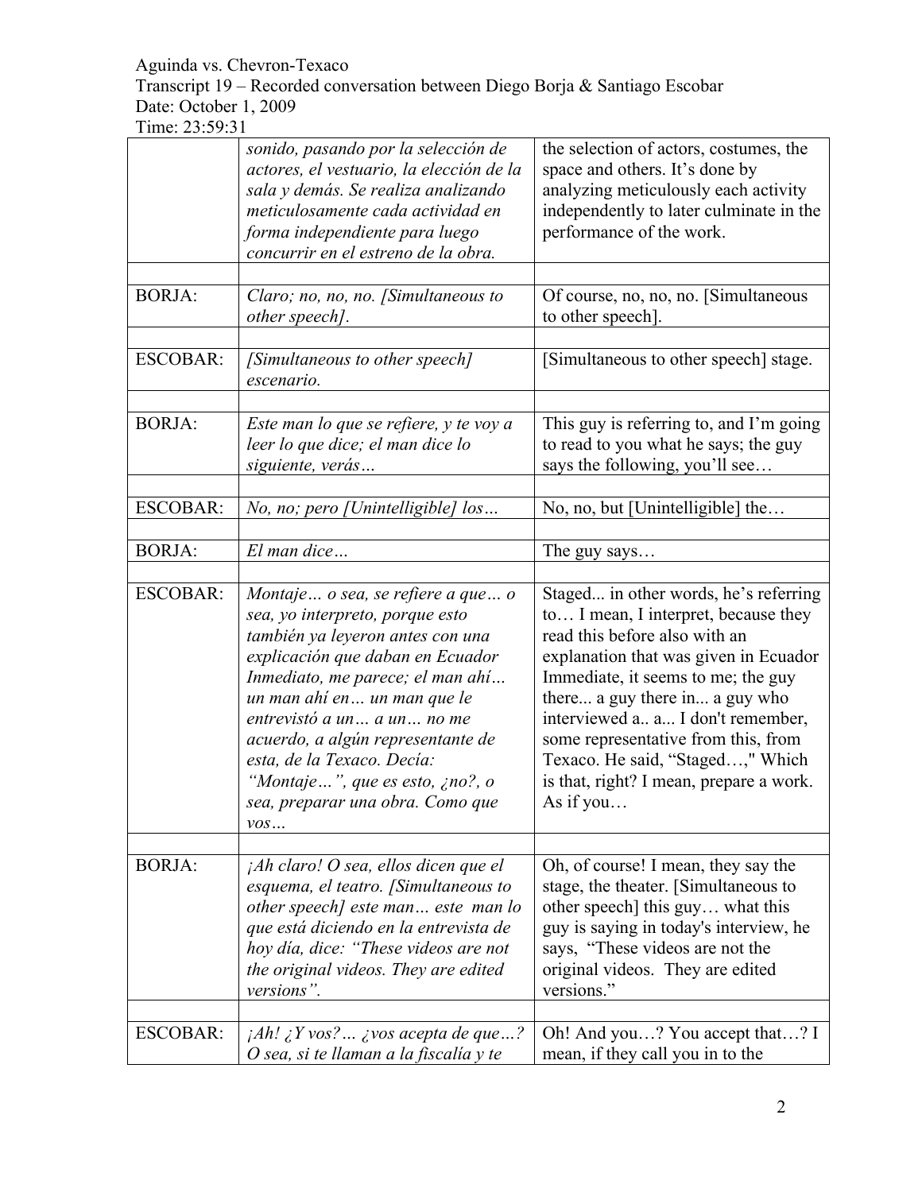| | | |
|---|---|---|
| | *sonido, pasando por la selección de actores, el vestuario, la elección de la sala y demás. Se realiza analizando meticulosamente cada actividad en forma independiente para luego concurrir en el estreno de la obra.* | the selection of actors, costumes, the space and others. It's done by analyzing meticulously each activity independently to later culminate in the performance of the work. |
| | | |
| BORJA: | *Claro; no, no, no. [Simultaneous to other speech].* | Of course, no, no, no. [Simultaneous to other speech]. |
| | | |
| ESCOBAR: | *[Simultaneous to other speech] escenario.* | [Simultaneous to other speech] stage. |
| | | |
| BORJA: | *Este man lo que se refiere, y te voy a leer lo que dice; el man dice lo siguiente, verás…* | This guy is referring to, and I'm going to read to you what he says; the guy says the following, you'll see… |
| | | |
| ESCOBAR: | *No, no; pero [Unintelligible] los…* | No, no, but [Unintelligible] the… |
| | | |
| BORJA: | *El man dice…* | The guy says… |
| | | |
| ESCOBAR: | *Montaje… o sea, se refiere a que… o sea, yo interpreto, porque esto también ya leyeron antes con una explicación que daban en Ecuador Inmediato, me parece; el man ahí… un man ahí en… un man que le entrevistó a un… a un… no me acuerdo, a algún representante de esta, de la Texaco. Decía: "Montaje…", que es esto, ¿no?, o sea, preparar una obra. Como que vos…* | Staged... in other words, he's referring to… I mean, I interpret, because they read this before also with an explanation that was given in Ecuador Immediate, it seems to me; the guy there... a guy there in... a guy who interviewed a.. a... I don't remember, some representative from this, from Texaco. He said, "Staged…," Which is that, right? I mean, prepare a work. As if you… |
| | | |
| BORJA: | *¡Ah claro! O sea, ellos dicen que el esquema, el teatro. [Simultaneous to other speech] este man… este man lo que está diciendo en la entrevista de hoy día, dice: "These videos are not the original videos. They are edited versions".* | Oh, of course! I mean, they say the stage, the theater. [Simultaneous to other speech] this guy… what this guy is saying in today's interview, he says, "These videos are not the original videos. They are edited versions." |
| | | |
| ESCOBAR: | *¡Ah! ¿Y vos?… ¿vos acepta de que…? O sea, si te llaman a la fiscalía y te* | Oh! And you…? You accept that…? I mean, if they call you in to the |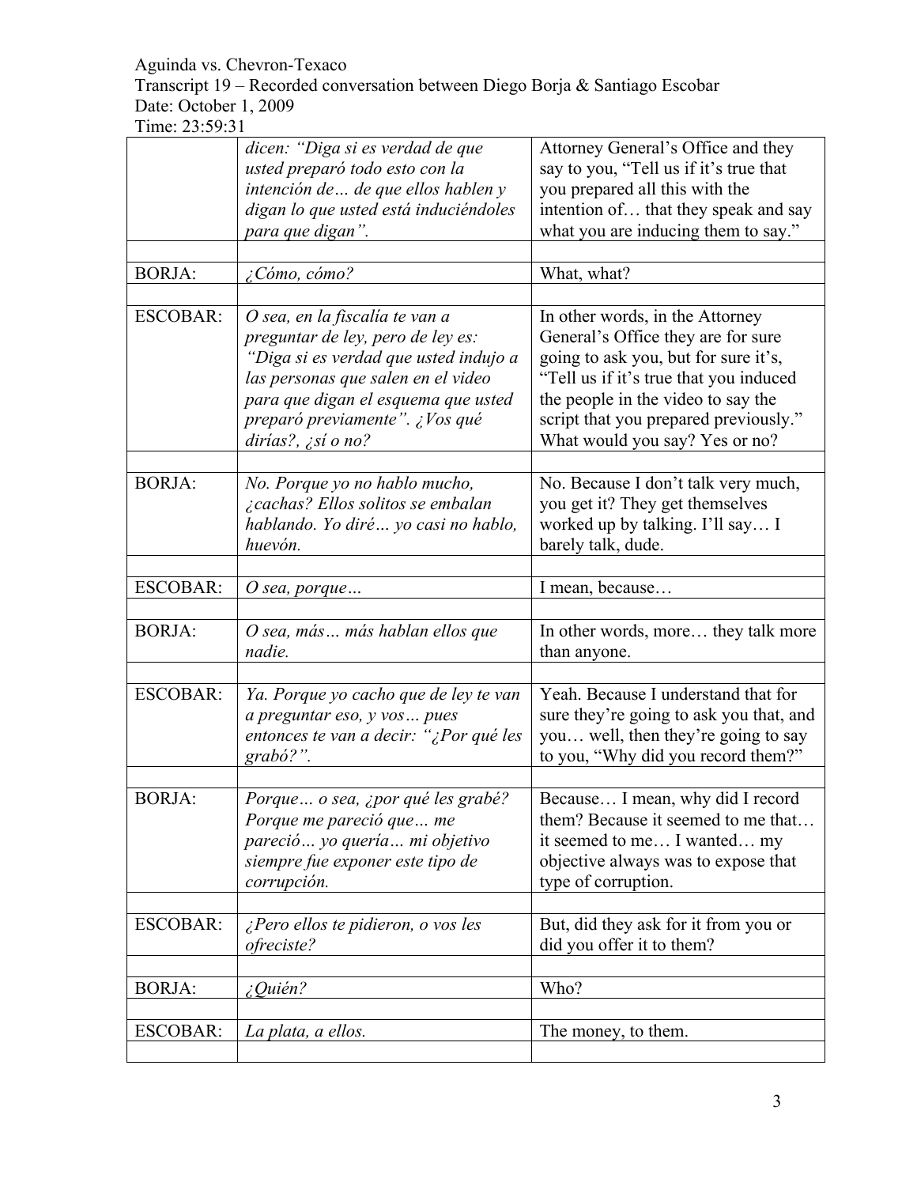Aguinda vs. Chevron-Texaco
Transcript 19 – Recorded conversation between Diego Borja & Santiago Escobar
Date: October 1, 2009
Time: 23:59:31

| | | |
|---|---|---|
| | *dicen: "Diga si es verdad de que usted preparó todo esto con la intención de… de que ellos hablen y digan lo que usted está induciéndoles para que digan".* | Attorney General's Office and they say to you, "Tell us if it's true that you prepared all this with the intention of… that they speak and say what you are inducing them to say." |
| | | |
| BORJA: | *¿Cómo, cómo?* | What, what? |
| | | |
| ESCOBAR: | *O sea, en la fiscalía te van a preguntar de ley, pero de ley es: "Diga si es verdad que usted indujo a las personas que salen en el video para que digan el esquema que usted preparó previamente". ¿Vos qué dirías?, ¿sí o no?* | In other words, in the Attorney General's Office they are for sure going to ask you, but for sure it's, "Tell us if it's true that you induced the people in the video to say the script that you prepared previously." What would you say? Yes or no? |
| | | |
| BORJA: | *No. Porque yo no hablo mucho, ¿cachas? Ellos solitos se embalan hablando. Yo diré… yo casi no hablo, huevón.* | No. Because I don't talk very much, you get it? They get themselves worked up by talking. I'll say… I barely talk, dude. |
| | | |
| ESCOBAR: | *O sea, porque…* | I mean, because… |
| | | |
| BORJA: | *O sea, más… más hablan ellos que nadie.* | In other words, more… they talk more than anyone. |
| | | |
| ESCOBAR: | *Ya. Porque yo cacho que de ley te van a preguntar eso, y vos… pues entonces te van a decir: "¿Por qué les grabó?".* | Yeah. Because I understand that for sure they're going to ask you that, and you… well, then they're going to say to you, "Why did you record them?" |
| | | |
| BORJA: | *Porque… o sea, ¿por qué les grabé? Porque me pareció que… me pareció… yo quería… mi objetivo siempre fue exponer este tipo de corrupción.* | Because… I mean, why did I record them? Because it seemed to me that… it seemed to me… I wanted… my objective always was to expose that type of corruption. |
| | | |
| ESCOBAR: | *¿Pero ellos te pidieron, o vos les ofreciste?* | But, did they ask for it from you or did you offer it to them? |
| | | |
| BORJA: | *¿Quién?* | Who? |
| | | |
| ESCOBAR: | *La plata, a ellos.* | The money, to them. |
| | | |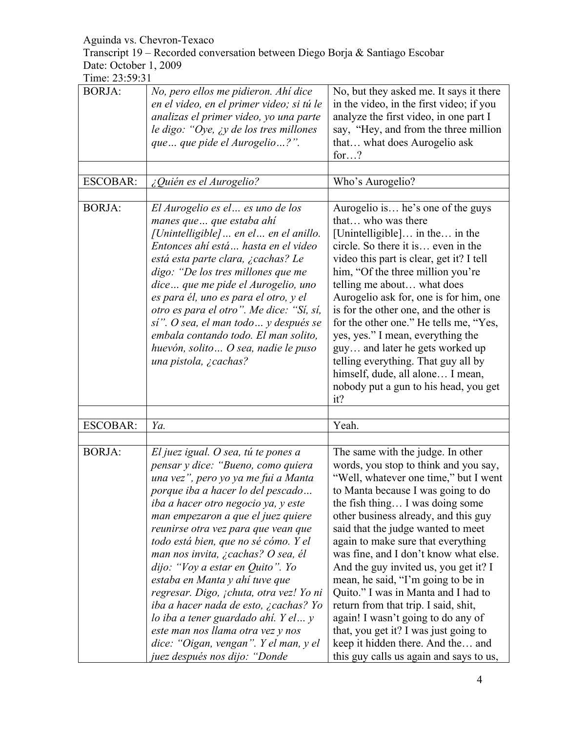Aguinda vs. Chevron-Texaco
Transcript 19 – Recorded conversation between Diego Borja & Santiago Escobar
Date: October 1, 2009
Time: 23:59:31

| | | |
|---|---|---|
| BORJA: | *No, pero ellos me pidieron. Ahí dice en el video, en el primer video; si tú le analizas el primer video, yo una parte le digo: "Oye, ¿y de los tres millones que… que pide el Aurogelio…?".* | No, but they asked me. It says it there in the video, in the first video; if you analyze the first video, in one part I say, "Hey, and from the three million that… what does Aurogelio ask for…? |
| | | |
| ESCOBAR: | *¿Quién es el Aurogelio?* | Who's Aurogelio? |
| | | |
| BORJA: | *El Aurogelio es el… es uno de los manes que… que estaba ahí [Unintelligible]… en el… en el anillo. Entonces ahí está… hasta en el video está esta parte clara, ¿cachas? Le digo: "De los tres millones que me dice… que me pide el Aurogelio, uno es para él, uno es para el otro, y el otro es para el otro". Me dice: "Sí, sí, sí". O sea, el man todo… y después se embala contando todo. El man solito, huevón, solito… O sea, nadie le puso una pistola, ¿cachas?* | Aurogelio is… he's one of the guys that… who was there [Unintelligible]… in the… in the circle. So there it is… even in the video this part is clear, get it? I tell him, "Of the three million you're telling me about… what does Aurogelio ask for, one is for him, one is for the other one, and the other is for the other one." He tells me, "Yes, yes, yes." I mean, everything the guy… and later he gets worked up telling everything. That guy all by himself, dude, all alone… I mean, nobody put a gun to his head, you get it? |
| | | |
| ESCOBAR: | *Ya.* | Yeah. |
| | | |
| BORJA: | *El juez igual. O sea, tú te pones a pensar y dice: "Bueno, como quiera una vez", pero yo ya me fui a Manta porque iba a hacer lo del pescado… iba a hacer otro negocio ya, y este man empezaron a que el juez quiere reunirse otra vez para que vean que todo está bien, que no sé cómo. Y el man nos invita, ¿cachas? O sea, él dijo: "Voy a estar en Quito". Yo estaba en Manta y ahí tuve que regresar. Digo, ¡chuta, otra vez! Yo ni iba a hacer nada de esto, ¿cachas? Yo lo iba a tener guardado ahí. Y el… y este man nos llama otra vez y nos dice: "Oigan, vengan". Y el man, y el juez después nos dijo: "Donde* | The same with the judge. In other words, you stop to think and you say, "Well, whatever one time," but I went to Manta because I was going to do the fish thing… I was doing some other business already, and this guy said that the judge wanted to meet again to make sure that everything was fine, and I don't know what else. And the guy invited us, you get it? I mean, he said, "I'm going to be in Quito." I was in Manta and I had to return from that trip. I said, shit, again! I wasn't going to do any of that, you get it? I was just going to keep it hidden there. And the… and this guy calls us again and says to us, |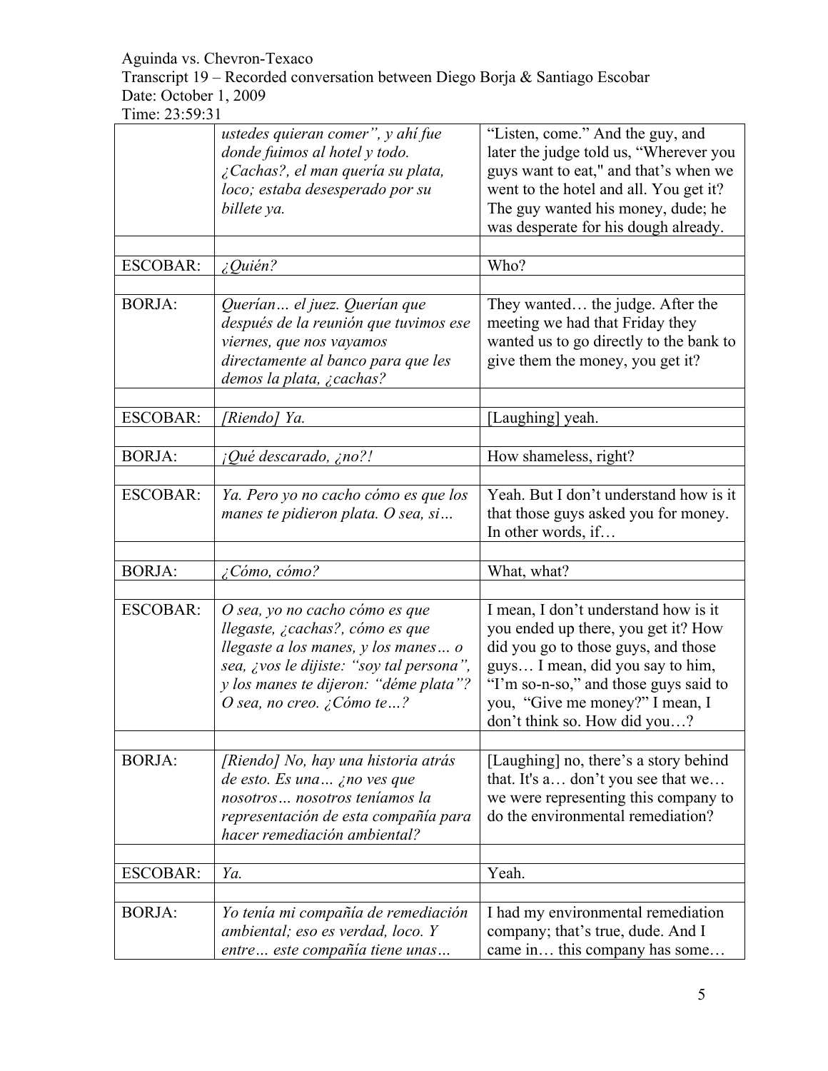| | | |
|---|---|---|
| | *ustedes quieran comer", y ahí fue donde fuimos al hotel y todo. ¿Cachas?, el man quería su plata, loco; estaba desesperado por su billete ya.* | "Listen, come." And the guy, and later the judge told us, "Wherever you guys want to eat," and that's when we went to the hotel and all. You get it? The guy wanted his money, dude; he was desperate for his dough already. |
| | | |
| ESCOBAR: | *¿Quién?* | Who? |
| | | |
| BORJA: | *Querían… el juez. Querían que después de la reunión que tuvimos ese viernes, que nos vayamos directamente al banco para que les demos la plata, ¿cachas?* | They wanted… the judge. After the meeting we had that Friday they wanted us to go directly to the bank to give them the money, you get it? |
| | | |
| ESCOBAR: | *[Riendo] Ya.* | [Laughing] yeah. |
| | | |
| BORJA: | *¡Qué descarado, ¿no?!* | How shameless, right? |
| | | |
| ESCOBAR: | *Ya. Pero yo no cacho cómo es que los manes te pidieron plata. O sea, si…* | Yeah. But I don't understand how is it that those guys asked you for money. In other words, if… |
| | | |
| BORJA: | *¿Cómo, cómo?* | What, what? |
| | | |
| ESCOBAR: | *O sea, yo no cacho cómo es que llegaste, ¿cachas?, cómo es que llegaste a los manes, y los manes… o sea, ¿vos le dijiste: "soy tal persona", y los manes te dijeron: "déme plata"? O sea, no creo. ¿Cómo te…?* | I mean, I don't understand how is it you ended up there, you get it? How did you go to those guys, and those guys… I mean, did you say to him, "I'm so-n-so," and those guys said to you, "Give me money?" I mean, I don't think so. How did you…? |
| | | |
| BORJA: | *[Riendo] No, hay una historia atrás de esto. Es una… ¿no ves que nosotros… nosotros teníamos la representación de esta compañía para hacer remediación ambiental?* | [Laughing] no, there's a story behind that. It's a… don't you see that we… we were representing this company to do the environmental remediation? |
| | | |
| ESCOBAR: | *Ya.* | Yeah. |
| | | |
| BORJA: | *Yo tenía mi compañía de remediación ambiental; eso es verdad, loco. Y entre… este compañía tiene unas…* | I had my environmental remediation company; that's true, dude. And I came in… this company has some… |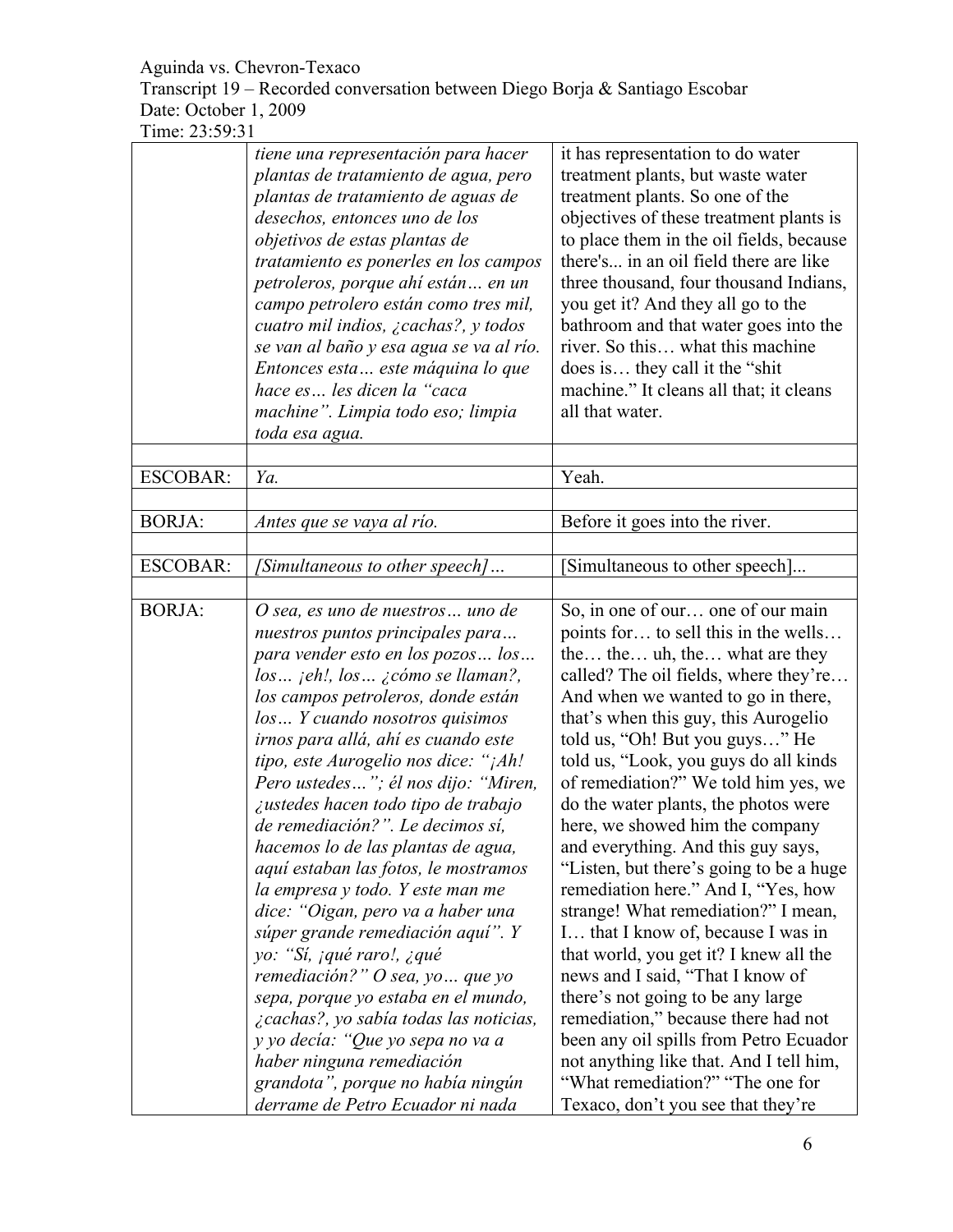| | | |
|---|---|---|
| | *tiene una representación para hacer plantas de tratamiento de agua, pero plantas de tratamiento de aguas de desechos, entonces uno de los objetivos de estas plantas de tratamiento es ponerles en los campos petroleros, porque ahí están… en un campo petrolero están como tres mil, cuatro mil indios, ¿cachas?, y todos se van al baño y esa agua se va al río. Entonces esta… este máquina lo que hace es… les dicen la "caca machine". Limpia todo eso; limpia toda esa agua.* | it has representation to do water treatment plants, but waste water treatment plants. So one of the objectives of these treatment plants is to place them in the oil fields, because there's... in an oil field there are like three thousand, four thousand Indians, you get it? And they all go to the bathroom and that water goes into the river. So this… what this machine does is… they call it the "shit machine." It cleans all that; it cleans all that water. |
| | | |
| ESCOBAR: | *Ya.* | Yeah. |
| | | |
| BORJA: | *Antes que se vaya al río.* | Before it goes into the river. |
| | | |
| ESCOBAR: | *[Simultaneous to other speech]…* | [Simultaneous to other speech]... |
| | | |
| BORJA: | *O sea, es uno de nuestros… uno de nuestros puntos principales para… para vender esto en los pozos… los… los… ¡eh!, los… ¿cómo se llaman?, los campos petroleros, donde están los… Y cuando nosotros quisimos irnos para allá, ahí es cuando este tipo, este Aurogelio nos dice: "¡Ah! Pero ustedes…"; él nos dijo: "Miren, ¿ustedes hacen todo tipo de trabajo de remediación?". Le decimos sí, hacemos lo de las plantas de agua, aquí estaban las fotos, le mostramos la empresa y todo. Y este man me dice: "Oigan, pero va a haber una súper grande remediación aquí". Y yo: "Sí, ¡qué raro!, ¿qué remediación?" O sea, yo… que yo sepa, porque yo estaba en el mundo, ¿cachas?, yo sabía todas las noticias, y yo decía: "Que yo sepa no va a haber ninguna remediación grandota", porque no había ningún derrame de Petro Ecuador ni nada* | So, in one of our… one of our main points for… to sell this in the wells… the… the… uh, the… what are they called? The oil fields, where they're… And when we wanted to go in there, that's when this guy, this Aurogelio told us, "Oh! But you guys…" He told us, "Look, you guys do all kinds of remediation?" We told him yes, we do the water plants, the photos were here, we showed him the company and everything. And this guy says, "Listen, but there's going to be a huge remediation here." And I, "Yes, how strange! What remediation?" I mean, I… that I know of, because I was in that world, you get it? I knew all the news and I said, "That I know of there's not going to be any large remediation," because there had not been any oil spills from Petro Ecuador not anything like that. And I tell him, "What remediation?" "The one for Texaco, don't you see that they're |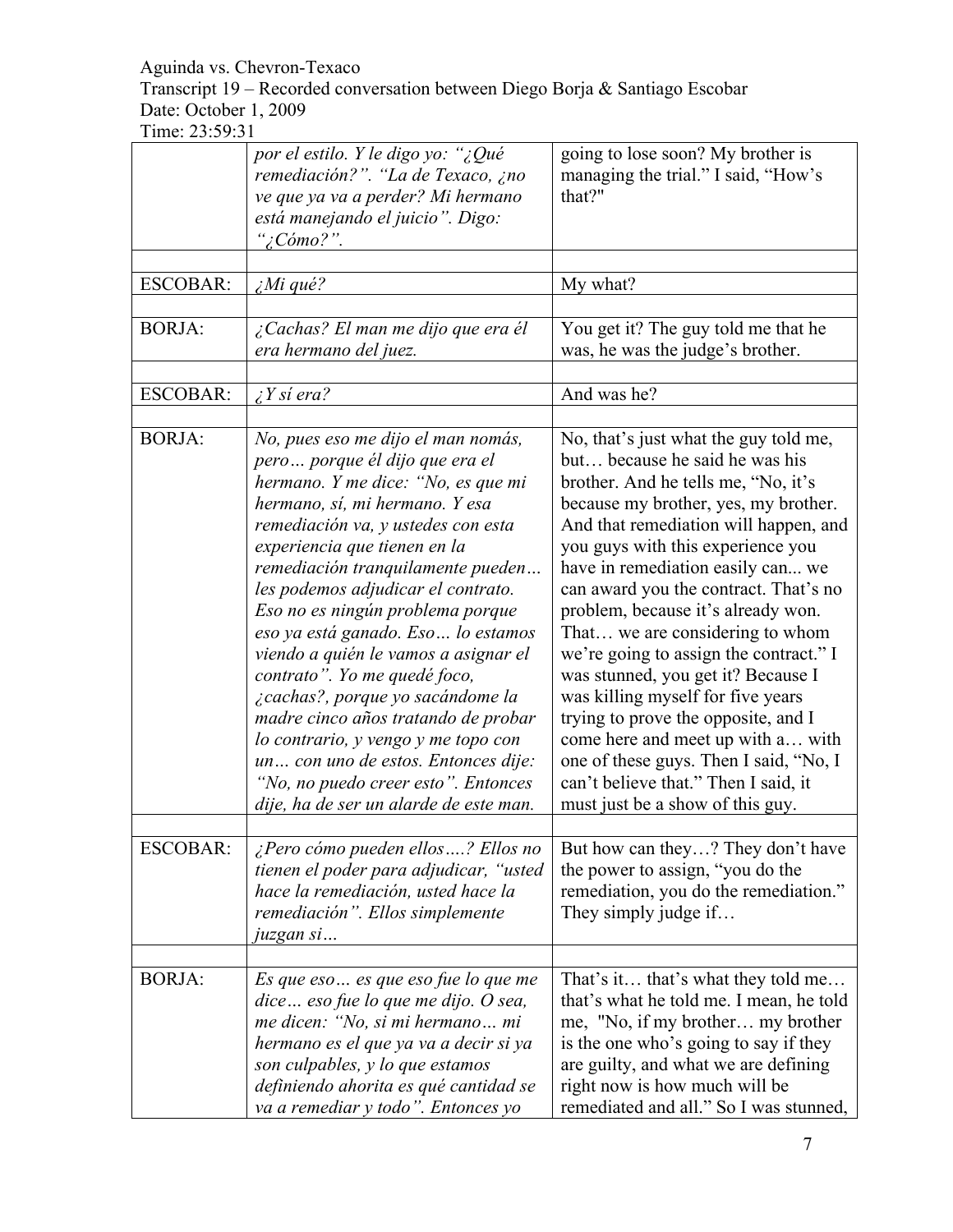| | | |
|---|---|---|
| | *por el estilo. Y le digo yo: "¿Qué remediación?". "La de Texaco, ¿no ve que ya va a perder? Mi hermano está manejando el juicio". Digo: "¿Cómo?".* | going to lose soon? My brother is managing the trial." I said, "How's that?" |
| | | |
| ESCOBAR: | *¿Mi qué?* | My what? |
| | | |
| BORJA: | *¿Cachas? El man me dijo que era él era hermano del juez.* | You get it? The guy told me that he was, he was the judge's brother. |
| | | |
| ESCOBAR: | *¿Y sí era?* | And was he? |
| | | |
| BORJA: | *No, pues eso me dijo el man nomás, pero… porque él dijo que era el hermano. Y me dice: "No, es que mi hermano, sí, mi hermano. Y esa remediación va, y ustedes con esta experiencia que tienen en la remediación tranquilamente pueden… les podemos adjudicar el contrato. Eso no es ningún problema porque eso ya está ganado. Eso… lo estamos viendo a quién le vamos a asignar el contrato". Yo me quedé foco, ¿cachas?, porque yo sacándome la madre cinco años tratando de probar lo contrario, y vengo y me topo con un… con uno de estos. Entonces dije: "No, no puedo creer esto". Entonces dije, ha de ser un alarde de este man.* | No, that's just what the guy told me, but… because he said he was his brother. And he tells me, "No, it's because my brother, yes, my brother. And that remediation will happen, and you guys with this experience you have in remediation easily can... we can award you the contract. That's no problem, because it's already won. That… we are considering to whom we're going to assign the contract." I was stunned, you get it? Because I was killing myself for five years trying to prove the opposite, and I come here and meet up with a… with one of these guys. Then I said, "No, I can't believe that." Then I said, it must just be a show of this guy. |
| | | |
| ESCOBAR: | *¿Pero cómo pueden ellos….? Ellos no tienen el poder para adjudicar, "usted hace la remediación, usted hace la remediación". Ellos simplemente juzgan si…* | But how can they…? They don't have the power to assign, "you do the remediation, you do the remediation." They simply judge if… |
| | | |
| BORJA: | *Es que eso… es que eso fue lo que me dice… eso fue lo que me dijo. O sea, me dicen: "No, si mi hermano… mi hermano es el que ya va a decir si ya son culpables, y lo que estamos definiendo ahorita es qué cantidad se va a remediar y todo". Entonces yo* | That's it… that's what they told me… that's what he told me. I mean, he told me, "No, if my brother… my brother is the one who's going to say if they are guilty, and what we are defining right now is how much will be remediated and all." So I was stunned, |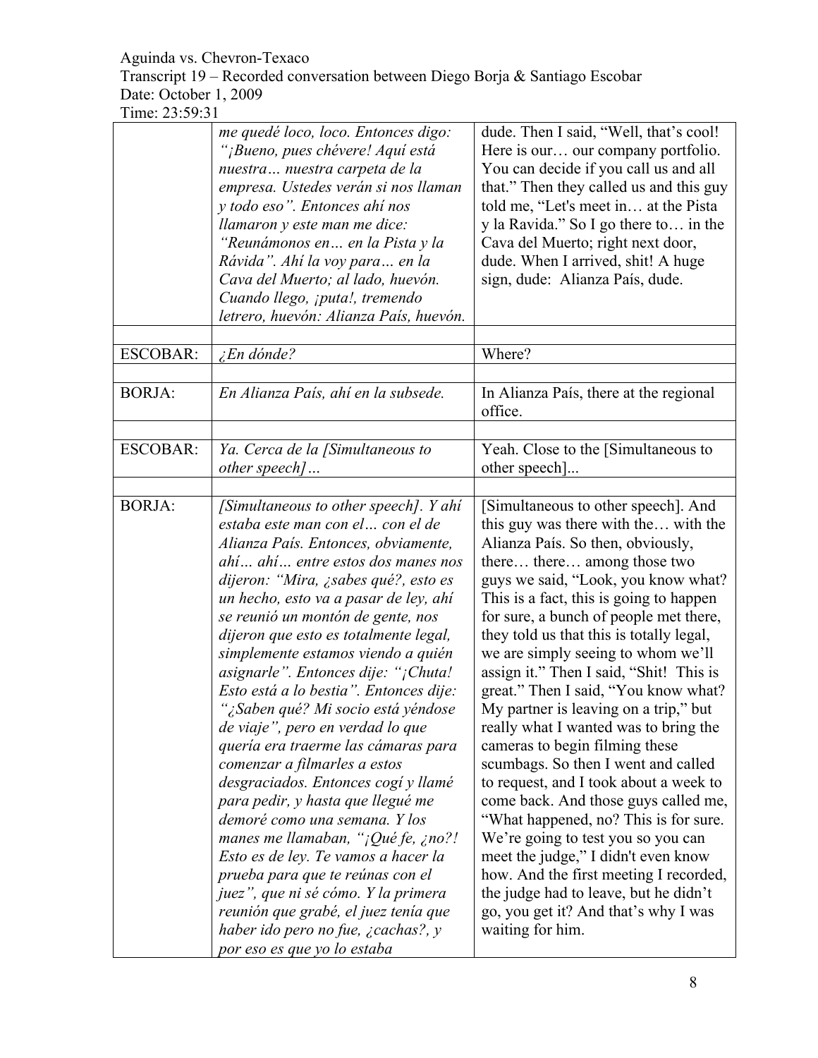| | | |
|---|---|---|
| | *me quedé loco, loco. Entonces digo: "¡Bueno, pues chévere! Aquí está nuestra… nuestra carpeta de la empresa. Ustedes verán si nos llaman y todo eso". Entonces ahí nos llamaron y este man me dice: "Reunámonos en… en la Pista y la Rávida". Ahí la voy para… en la Cava del Muerto; al lado, huevón. Cuando llego, ¡puta!, tremendo letrero, huevón: Alianza País, huevón.* | dude. Then I said, "Well, that's cool! Here is our… our company portfolio. You can decide if you call us and all that." Then they called us and this guy told me, "Let's meet in… at the Pista y la Ravida." So I go there to… in the Cava del Muerto; right next door, dude. When I arrived, shit! A huge sign, dude: Alianza País, dude. |
| | | |
| ESCOBAR: | *¿En dónde?* | Where? |
| | | |
| BORJA: | *En Alianza País, ahí en la subsede.* | In Alianza País, there at the regional office. |
| | | |
| ESCOBAR: | *Ya. Cerca de la [Simultaneous to other speech]…* | Yeah. Close to the [Simultaneous to other speech]... |
| | | |
| BORJA: | *[Simultaneous to other speech]. Y ahí estaba este man con el… con el de Alianza País. Entonces, obviamente, ahí… ahí… entre estos dos manes nos dijeron: "Mira, ¿sabes qué?, esto es un hecho, esto va a pasar de ley, ahí se reunió un montón de gente, nos dijeron que esto es totalmente legal, simplemente estamos viendo a quién asignarle". Entonces dije: "¡Chuta! Esto está a lo bestia". Entonces dije: "¿Saben qué? Mi socio está yéndose de viaje", pero en verdad lo que quería era traerme las cámaras para comenzar a filmarles a estos desgraciados. Entonces cogí y llamé para pedir, y hasta que llegué me demoré como una semana. Y los manes me llamaban, "¡Qué fe, ¿no?! Esto es de ley. Te vamos a hacer la prueba para que te reúnas con el juez", que ni sé cómo. Y la primera reunión que grabé, el juez tenía que haber ido pero no fue, ¿cachas?, y por eso es que yo lo estaba* | [Simultaneous to other speech]. And this guy was there with the… with the Alianza País. So then, obviously, there… there… among those two guys we said, "Look, you know what? This is a fact, this is going to happen for sure, a bunch of people met there, they told us that this is totally legal, we are simply seeing to whom we'll assign it." Then I said, "Shit! This is great." Then I said, "You know what? My partner is leaving on a trip," but really what I wanted was to bring the cameras to begin filming these scumbags. So then I went and called to request, and I took about a week to come back. And those guys called me, "What happened, no? This is for sure. We're going to test you so you can meet the judge," I didn't even know how. And the first meeting I recorded, the judge had to leave, but he didn't go, you get it? And that's why I was waiting for him. |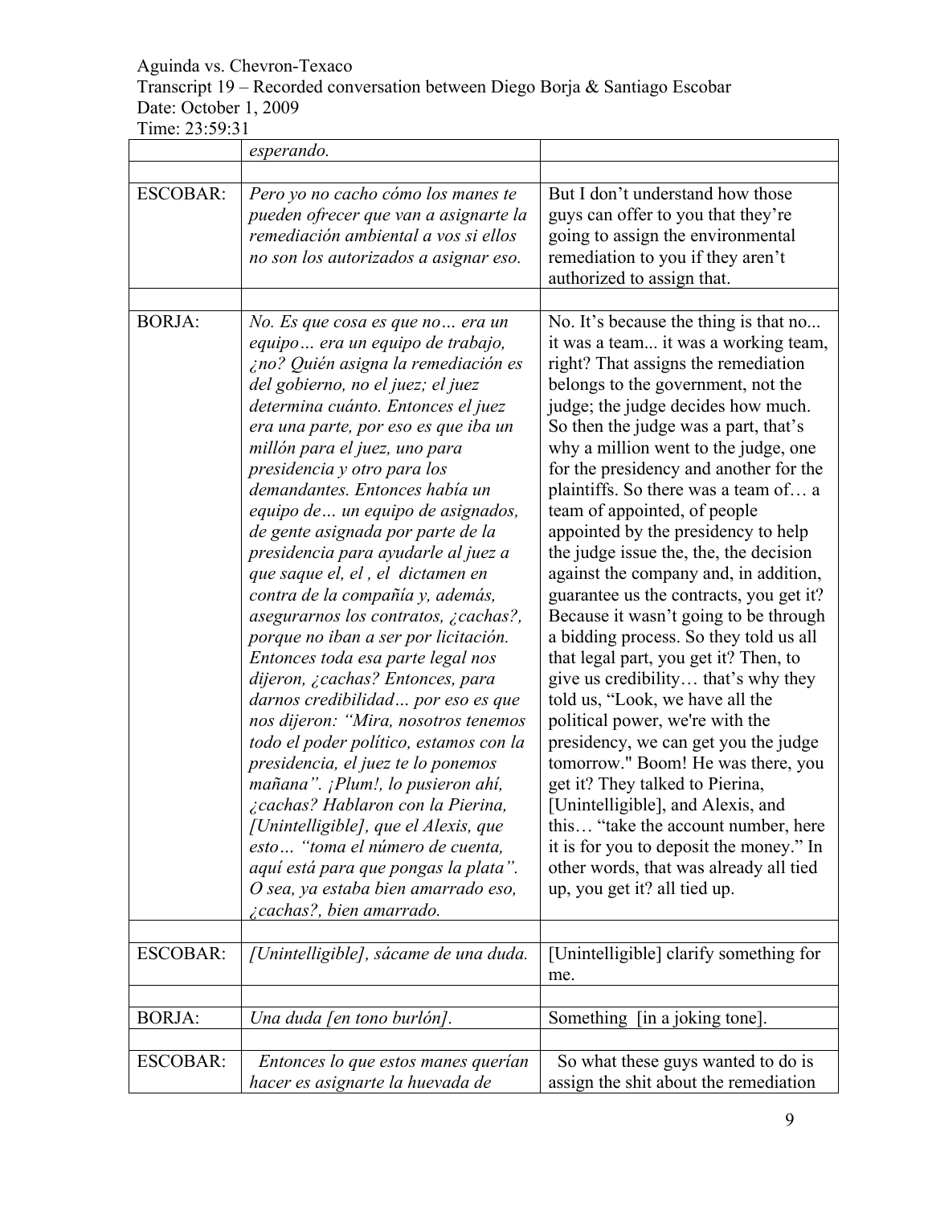| | *esperando.* | |
|---|---|---|
| ESCOBAR: | *Pero yo no cacho cómo los manes te pueden ofrecer que van a asignarte la remediación ambiental a vos si ellos no son los autorizados a asignar eso.* | But I don't understand how those guys can offer to you that they're going to assign the environmental remediation to you if they aren't authorized to assign that. |
| BORJA: | *No. Es que cosa es que no… era un equipo… era un equipo de trabajo, ¿no? Quién asigna la remediación es del gobierno, no el juez; el juez determina cuánto. Entonces el juez era una parte, por eso es que iba un millón para el juez, uno para presidencia y otro para los demandantes. Entonces había un equipo de… un equipo de asignados, de gente asignada por parte de la presidencia para ayudarle al juez a que saque el, el , el dictamen en contra de la compañía y, además, asegurarnos los contratos, ¿cachas?, porque no iban a ser por licitación. Entonces toda esa parte legal nos dijeron, ¿cachas? Entonces, para darnos credibilidad… por eso es que nos dijeron: "Mira, nosotros tenemos todo el poder político, estamos con la presidencia, el juez te lo ponemos mañana". ¡Plum!, lo pusieron ahí, ¿cachas? Hablaron con la Pierina, [Unintelligible], que el Alexis, que esto… "toma el número de cuenta, aquí está para que pongas la plata". O sea, ya estaba bien amarrado eso, ¿cachas?, bien amarrado.* | No. It's because the thing is that no... it was a team... it was a working team, right? That assigns the remediation belongs to the government, not the judge; the judge decides how much. So then the judge was a part, that's why a million went to the judge, one for the presidency and another for the plaintiffs. So there was a team of… a team of appointed, of people appointed by the presidency to help the judge issue the, the, the decision against the company and, in addition, guarantee us the contracts, you get it? Because it wasn't going to be through a bidding process. So they told us all that legal part, you get it? Then, to give us credibility… that's why they told us, "Look, we have all the political power, we're with the presidency, we can get you the judge tomorrow." Boom! He was there, you get it? They talked to Pierina, [Unintelligible], and Alexis, and this… "take the account number, here it is for you to deposit the money." In other words, that was already all tied up, you get it? all tied up. |
| ESCOBAR: | *[Unintelligible], sácame de una duda.* | [Unintelligible] clarify something for me. |
| BORJA: | *Una duda [en tono burlón].* | Something [in a joking tone]. |
| ESCOBAR: | *Entonces lo que estos manes querían hacer es asignarte la huevada de* | So what these guys wanted to do is assign the shit about the remediation |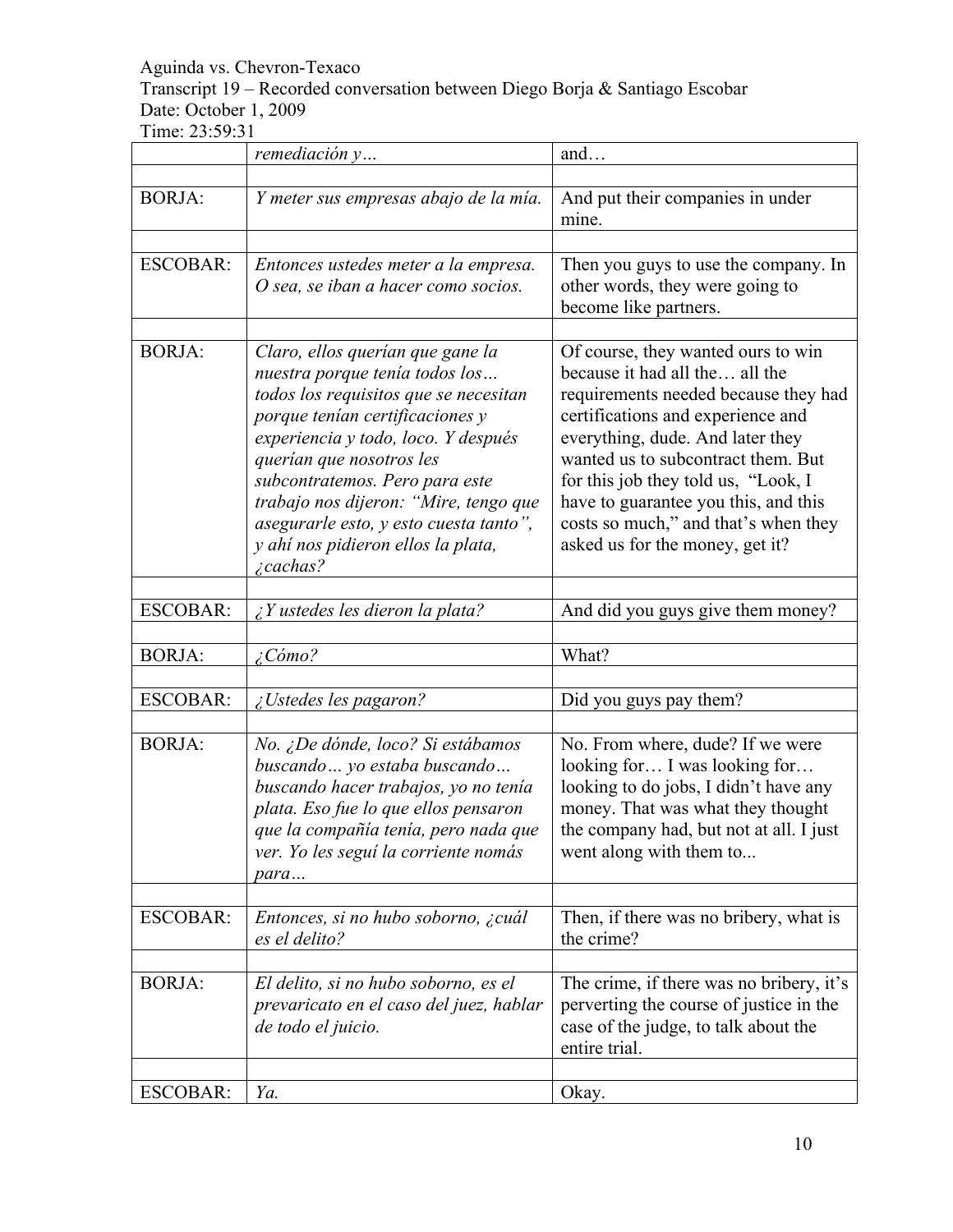Aguinda vs. Chevron-Texaco
Transcript 19 – Recorded conversation between Diego Borja & Santiago Escobar
Date: October 1, 2009
Time: 23:59:31

| | | |
|---|---|---|
| | *remediación y…* | and… |
| | | |
| BORJA: | *Y meter sus empresas abajo de la mía.* | And put their companies in under mine. |
| | | |
| ESCOBAR: | *Entonces ustedes meter a la empresa. O sea, se iban a hacer como socios.* | Then you guys to use the company. In other words, they were going to become like partners. |
| | | |
| BORJA: | *Claro, ellos querían que gane la nuestra porque tenía todos los… todos los requisitos que se necesitan porque tenían certificaciones y experiencia y todo, loco. Y después querían que nosotros les subcontratemos. Pero para este trabajo nos dijeron: "Mire, tengo que asegurarle esto, y esto cuesta tanto", y ahí nos pidieron ellos la plata, ¿cachas?* | Of course, they wanted ours to win because it had all the… all the requirements needed because they had certifications and experience and everything, dude. And later they wanted us to subcontract them. But for this job they told us, "Look, I have to guarantee you this, and this costs so much," and that's when they asked us for the money, get it? |
| | | |
| ESCOBAR: | *¿Y ustedes les dieron la plata?* | And did you guys give them money? |
| | | |
| BORJA: | *¿Cómo?* | What? |
| | | |
| ESCOBAR: | *¿Ustedes les pagaron?* | Did you guys pay them? |
| | | |
| BORJA: | *No. ¿De dónde, loco? Si estábamos buscando… yo estaba buscando… buscando hacer trabajos, yo no tenía plata. Eso fue lo que ellos pensaron que la compañía tenía, pero nada que ver. Yo les seguí la corriente nomás para…* | No. From where, dude? If we were looking for… I was looking for… looking to do jobs, I didn't have any money. That was what they thought the company had, but not at all. I just went along with them to... |
| | | |
| ESCOBAR: | *Entonces, si no hubo soborno, ¿cuál es el delito?* | Then, if there was no bribery, what is the crime? |
| | | |
| BORJA: | *El delito, si no hubo soborno, es el prevaricato en el caso del juez, hablar de todo el juicio.* | The crime, if there was no bribery, it's perverting the course of justice in the case of the judge, to talk about the entire trial. |
| | | |
| ESCOBAR: | *Ya.* | Okay. |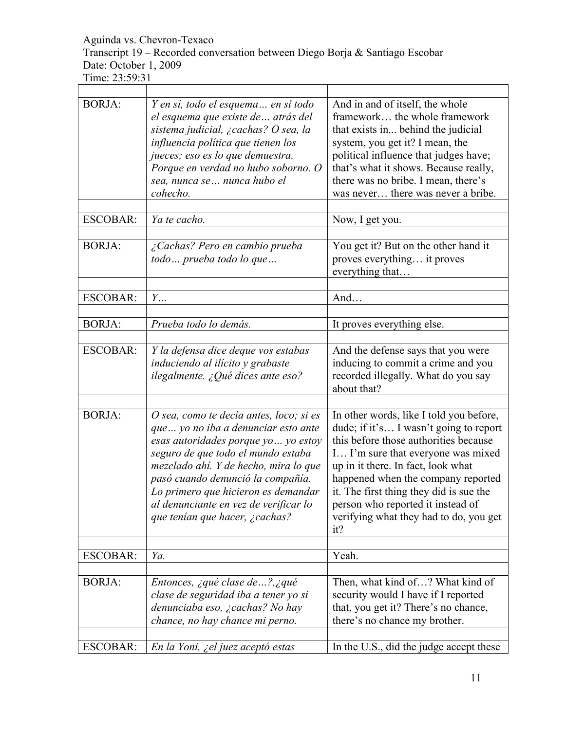Aguinda vs. Chevron-Texaco
Transcript 19 – Recorded conversation between Diego Borja & Santiago Escobar
Date: October 1, 2009
Time: 23:59:31

| | | |
|---|---|---|
| BORJA: | *Y en sí, todo el esquema… en sí todo el esquema que existe de… atrás del sistema judicial, ¿cachas? O sea, la influencia política que tienen los jueces; eso es lo que demuestra. Porque en verdad no hubo soborno. O sea, nunca se… nunca hubo el cohecho.* | And in and of itself, the whole framework… the whole framework that exists in... behind the judicial system, you get it? I mean, the political influence that judges have; that's what it shows. Because really, there was no bribe. I mean, there's was never… there was never a bribe. |
| | | |
| ESCOBAR: | *Ya te cacho.* | Now, I get you. |
| | | |
| BORJA: | *¿Cachas? Pero en cambio prueba todo… prueba todo lo que…* | You get it? But on the other hand it proves everything… it proves everything that… |
| | | |
| ESCOBAR: | *Y…* | And… |
| | | |
| BORJA: | *Prueba todo lo demás.* | It proves everything else. |
| | | |
| ESCOBAR: | *Y la defensa dice deque vos estabas induciendo al ilícito y grabaste ilegalmente. ¿Qué dices ante eso?* | And the defense says that you were inducing to commit a crime and you recorded illegally. What do you say about that? |
| | | |
| BORJA: | *O sea, como te decía antes, loco; si es que… yo no iba a denunciar esto ante esas autoridades porque yo… yo estoy seguro de que todo el mundo estaba mezclado ahí. Y de hecho, mira lo que pasó cuando denunció la compañía. Lo primero que hicieron es demandar al denunciante en vez de verificar lo que tenían que hacer, ¿cachas?* | In other words, like I told you before, dude; if it's… I wasn't going to report this before those authorities because I… I'm sure that everyone was mixed up in it there. In fact, look what happened when the company reported it. The first thing they did is sue the person who reported it instead of verifying what they had to do, you get it? |
| | | |
| ESCOBAR: | *Ya.* | Yeah. |
| | | |
| BORJA: | *Entonces, ¿qué clase de…?,¿qué clase de seguridad iba a tener yo si denunciaba eso, ¿cachas? No hay chance, no hay chance mi perno.* | Then, what kind of…? What kind of security would I have if I reported that, you get it? There's no chance, there's no chance my brother. |
| | | |
| ESCOBAR: | *En la Yoni, ¿el juez aceptó estas* | In the U.S., did the judge accept these |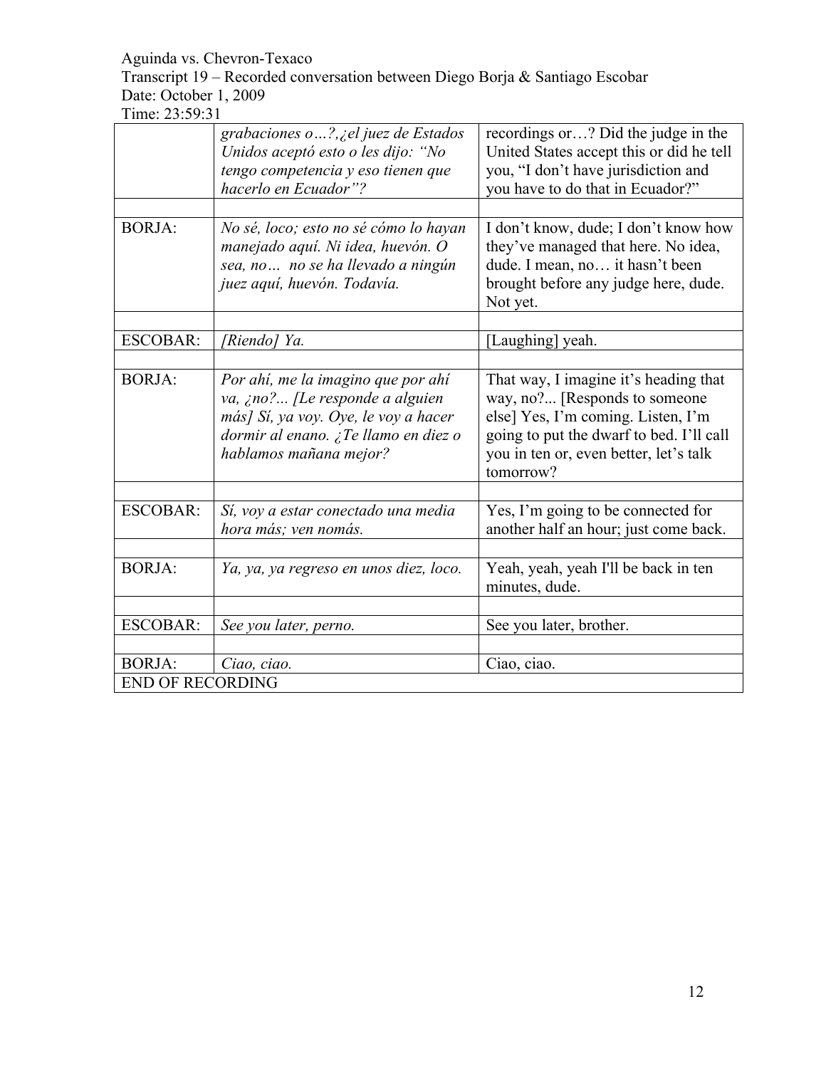Aguinda vs. Chevron-Texaco
Transcript 19 – Recorded conversation between Diego Borja & Santiago Escobar
Date: October 1, 2009
Time: 23:59:31

| | | |
|---|---|---|
| | *grabaciones o…?,¿el juez de Estados Unidos aceptó esto o les dijo: "No tengo competencia y eso tienen que hacerlo en Ecuador"?* | recordings or…? Did the judge in the United States accept this or did he tell you, "I don't have jurisdiction and you have to do that in Ecuador?" |
| | | |
| BORJA: | *No sé, loco; esto no sé cómo lo hayan manejado aquí. Ni idea, huevón. O sea, no… no se ha llevado a ningún juez aquí, huevón. Todavía.* | I don't know, dude; I don't know how they've managed that here. No idea, dude. I mean, no… it hasn't been brought before any judge here, dude. Not yet. |
| | | |
| ESCOBAR: | *[Riendo] Ya.* | [Laughing] yeah. |
| | | |
| BORJA: | *Por ahí, me la imagino que por ahí va, ¿no?... [Le responde a alguien más] Sí, ya voy. Oye, le voy a hacer dormir al enano. ¿Te llamo en diez o hablamos mañana mejor?* | That way, I imagine it's heading that way, no?... [Responds to someone else] Yes, I'm coming. Listen, I'm going to put the dwarf to bed. I'll call you in ten or, even better, let's talk tomorrow? |
| | | |
| ESCOBAR: | *Sí, voy a estar conectado una media hora más; ven nomás.* | Yes, I'm going to be connected for another half an hour; just come back. |
| | | |
| BORJA: | *Ya, ya, ya regreso en unos diez, loco.* | Yeah, yeah, yeah I'll be back in ten minutes, dude. |
| | | |
| ESCOBAR: | *See you later, perno.* | See you later, brother. |
| | | |
| BORJA: | *Ciao, ciao.* | Ciao, ciao. |
| END OF RECORDING | | |